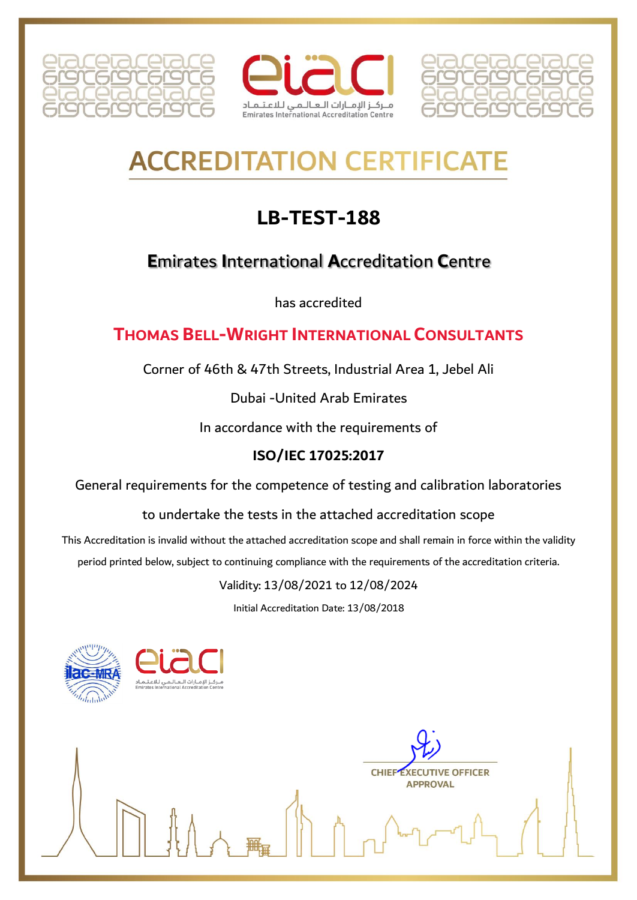مـركـز الإمـارات الـعـالـمـي للاعـتـمـاد
Emirates International Accreditation Centre

# ACCREDITATION CERTIFICATE

## LB-TEST-188

### Emirates International Accreditation Centre

has accredited

### THOMAS BELL-WRIGHT INTERNATIONAL CONSULTANTS

Corner of 46th & 47th Streets, Industrial Area 1, Jebel Ali

Dubai -United Arab Emirates

In accordance with the requirements of

**ISO/IEC 17025:2017**

General requirements for the competence of testing and calibration laboratories

to undertake the tests in the attached accreditation scope

This Accreditation is invalid without the attached accreditation scope and shall remain in force within the validity period printed below, subject to continuing compliance with the requirements of the accreditation criteria.

Validity: 13/08/2021 to 12/08/2024

Initial Accreditation Date: 13/08/2018

ilac-MRA

مـركـز الإمـارات الـعـالـمـي للاعـتـمـاد
Emirates International Accreditation Centre

CHIEF EXECUTIVE OFFICER APPROVAL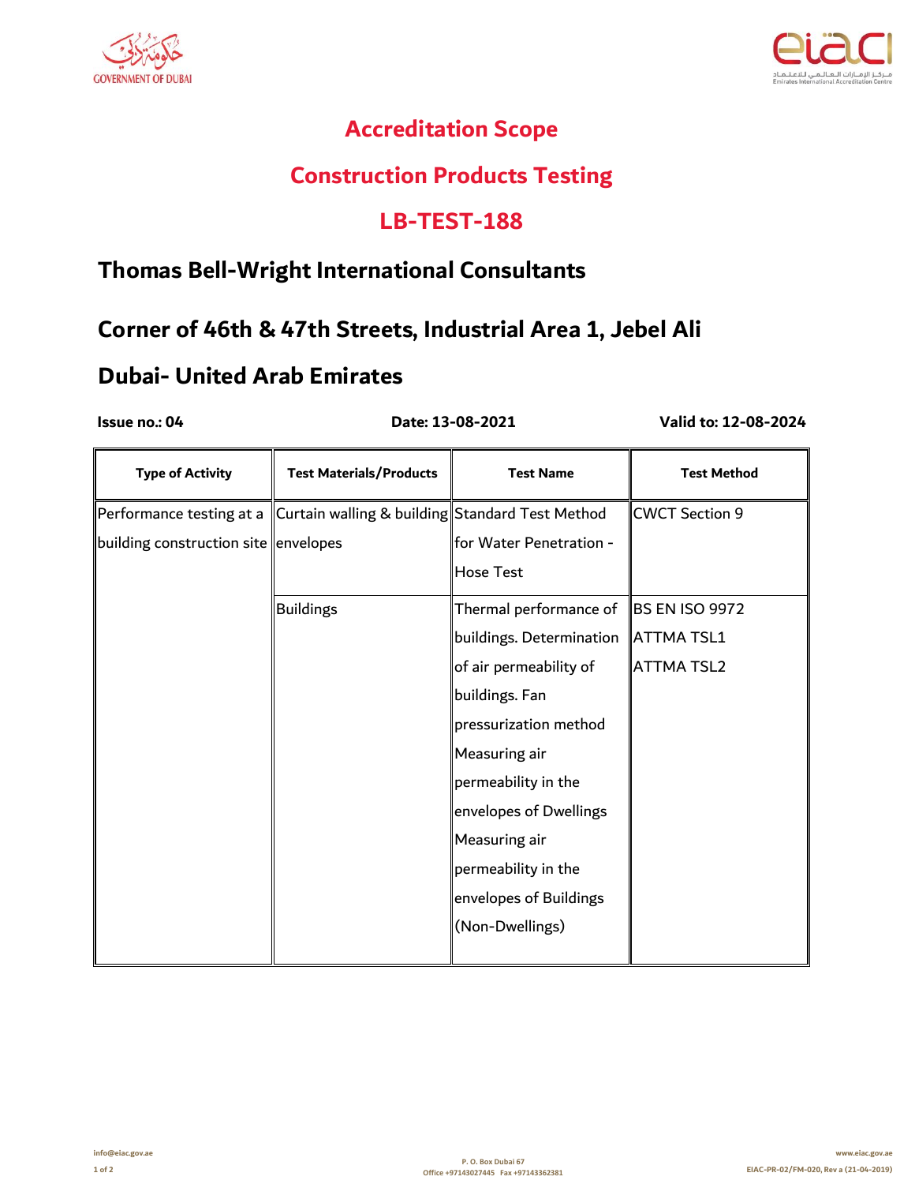# Accreditation Scope

## Construction Products Testing

## LB-TEST-188

## Thomas Bell-Wright International Consultants

## Corner of 46th & 47th Streets, Industrial Area 1, Jebel Ali

## Dubai- United Arab Emirates

**Issue no.: 04** **Date: 13-08-2021** **Valid to: 12-08-2024**

| Type of Activity | Test Materials/Products | Test Name | Test Method |
|---|---|---|---|
| Performance testing at a building construction site | Curtain walling & building envelopes | Standard Test Method for Water Penetration - Hose Test | CWCT Section 9 |
| | Buildings | Thermal performance of buildings. Determination of air permeability of buildings. Fan pressurization method<br>Measuring air permeability in the envelopes of Dwellings<br>Measuring air permeability in the envelopes of Buildings (Non-Dwellings) | BS EN ISO 9972<br>ATTMA TSL1<br>ATTMA TSL2 |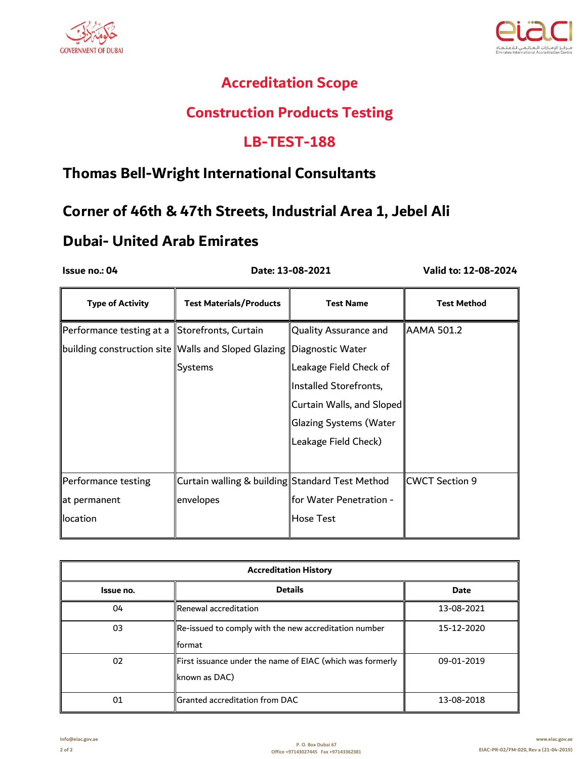# Accreditation Scope

## Construction Products Testing

## LB-TEST-188

## Thomas Bell-Wright International Consultants

## Corner of 46th & 47th Streets, Industrial Area 1, Jebel Ali

## Dubai- United Arab Emirates

**Issue no.: 04** **Date: 13-08-2021** **Valid to: 12-08-2024**

| Type of Activity | Test Materials/Products | Test Name | Test Method |
|---|---|---|---|
| Performance testing at a building construction site | Storefronts, Curtain Walls and Sloped Glazing Systems | Quality Assurance and Diagnostic Water Leakage Field Check of Installed Storefronts, Curtain Walls, and Sloped Glazing Systems (Water Leakage Field Check) | AAMA 501.2 |
| Performance testing at permanent location | Curtain walling & building envelopes | Standard Test Method for Water Penetration - Hose Test | CWCT Section 9 |

| Accreditation History | | |
|---|---|---|
| **Issue no.** | **Details** | **Date** |
| 04 | Renewal accreditation | 13-08-2021 |
| 03 | Re-issued to comply with the new accreditation number format | 15-12-2020 |
| 02 | First issuance under the name of EIAC (which was formerly known as DAC) | 09-01-2019 |
| 01 | Granted accreditation from DAC | 13-08-2018 |

info@eiac.gov.ae

P. O. Box Dubai 67
Office +97143027445 Fax +97143362381

www.eiac.gov.ae

EIAC-PR-02/FM-020, Rev a (21-04-2019)